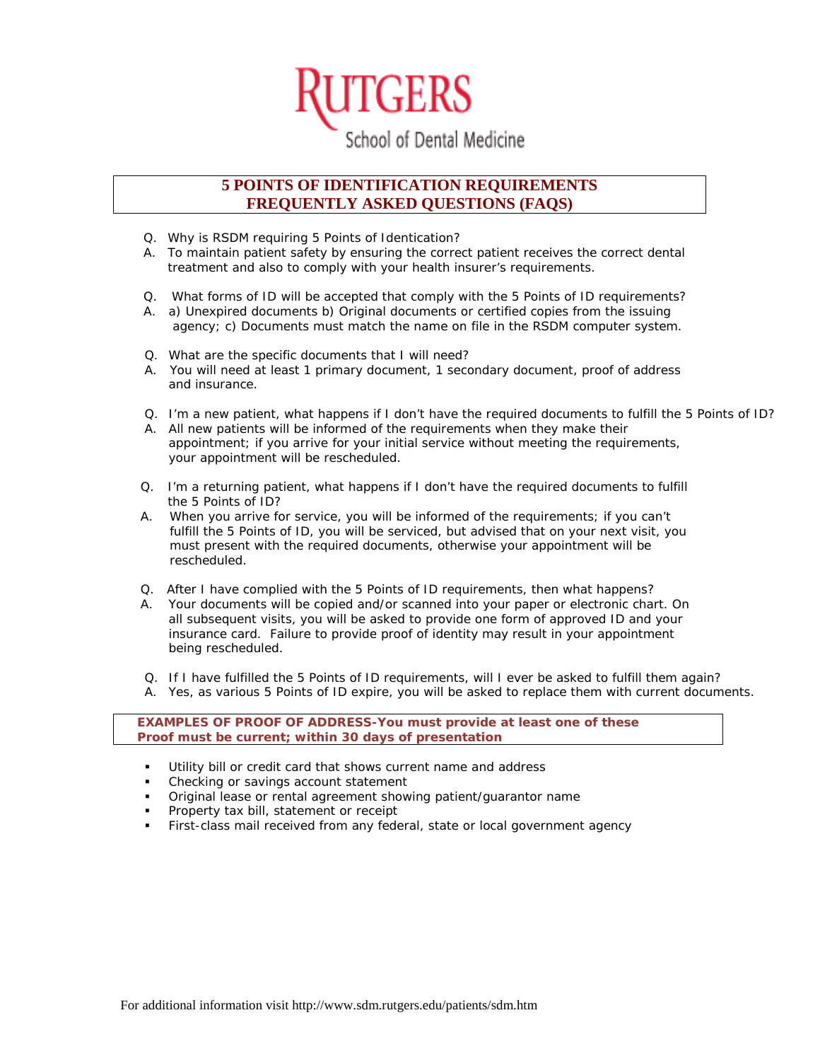# RUTGERS
School of Dental Medicine

## 5 POINTS OF IDENTIFICATION REQUIREMENTS
## FREQUENTLY ASKED QUESTIONS (FAQS)

Q. Why is RSDM requiring 5 Points of Identication?
A. To maintain patient safety by ensuring the correct patient receives the correct dental treatment and also to comply with your health insurer's requirements.

Q. What forms of ID will be accepted that comply with the 5 Points of ID requirements?
A. a) Unexpired documents b) Original documents or certified copies from the issuing agency; c) Documents must match the name on file in the RSDM computer system.

Q. What are the specific documents that I will need?
A. You will need at least 1 primary document, 1 secondary document, proof of address and insurance.

Q. I'm a new patient, what happens if I don't have the required documents to fulfill the 5 Points of ID?
A. All new patients will be informed of the requirements when they make their appointment; if you arrive for your initial service without meeting the requirements, your appointment will be rescheduled.

Q. I'm a returning patient, what happens if I don't have the required documents to fulfill the 5 Points of ID?
A. When you arrive for service, you will be informed of the requirements; if you can't fulfill the 5 Points of ID, you will be serviced, but advised that on your next visit, you must present with the required documents, otherwise your appointment will be rescheduled.

Q. After I have complied with the 5 Points of ID requirements, then what happens?
A. Your documents will be copied and/or scanned into your paper or electronic chart. On all subsequent visits, you will be asked to provide one form of approved ID and your insurance card. Failure to provide proof of identity may result in your appointment being rescheduled.

Q. If I have fulfilled the 5 Points of ID requirements, will I ever be asked to fulfill them again?
A. Yes, as various 5 Points of ID expire, you will be asked to replace them with current documents.

**EXAMPLES OF PROOF OF ADDRESS-You must provide at least one of these**
**Proof must be current; within 30 days of presentation**

- Utility bill or credit card that shows current name and address
- Checking or savings account statement
- Original lease or rental agreement showing patient/guarantor name
- Property tax bill, statement or receipt
- First-class mail received from any federal, state or local government agency

For additional information visit http://www.sdm.rutgers.edu/patients/sdm.htm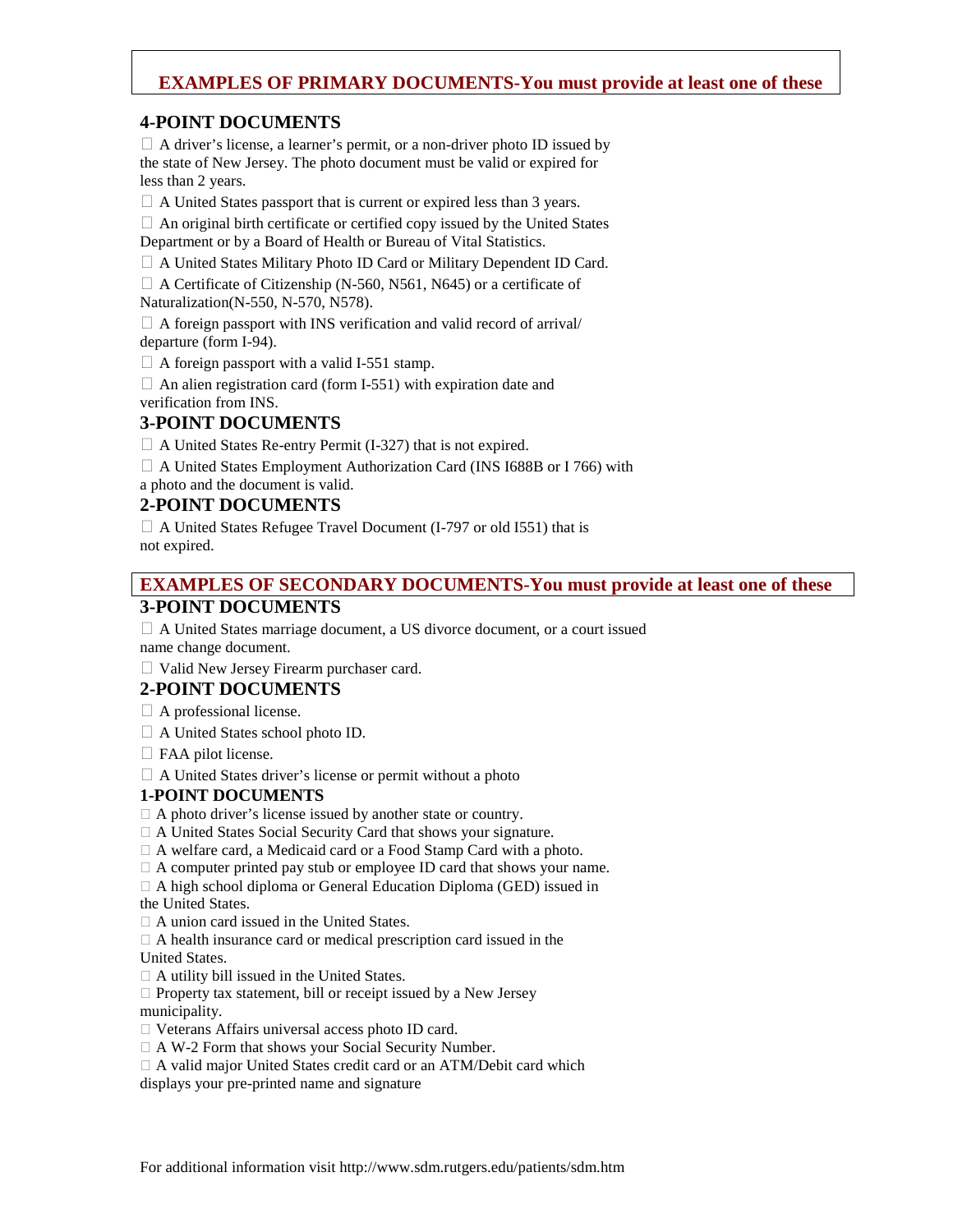## EXAMPLES OF PRIMARY DOCUMENTS-You must provide at least one of these

### 4-POINT DOCUMENTS

- A driver's license, a learner's permit, or a non-driver photo ID issued by the state of New Jersey. The photo document must be valid or expired for less than 2 years.
- A United States passport that is current or expired less than 3 years.
- An original birth certificate or certified copy issued by the United States Department or by a Board of Health or Bureau of Vital Statistics.
- A United States Military Photo ID Card or Military Dependent ID Card.
- A Certificate of Citizenship (N-560, N561, N645) or a certificate of Naturalization(N-550, N-570, N578).
- A foreign passport with INS verification and valid record of arrival/ departure (form I-94).
- A foreign passport with a valid I-551 stamp.
- An alien registration card (form I-551) with expiration date and verification from INS.

### 3-POINT DOCUMENTS

- A United States Re-entry Permit (I-327) that is not expired.
- A United States Employment Authorization Card (INS I688B or I 766) with a photo and the document is valid.

### 2-POINT DOCUMENTS

- A United States Refugee Travel Document (I-797 or old I551) that is not expired.

## EXAMPLES OF SECONDARY DOCUMENTS-You must provide at least one of these

### 3-POINT DOCUMENTS

- A United States marriage document, a US divorce document, or a court issued name change document.
- Valid New Jersey Firearm purchaser card.

### 2-POINT DOCUMENTS

- A professional license.
- A United States school photo ID.
- FAA pilot license.
- A United States driver's license or permit without a photo

### 1-POINT DOCUMENTS

- A photo driver's license issued by another state or country.
- A United States Social Security Card that shows your signature.
- A welfare card, a Medicaid card or a Food Stamp Card with a photo.
- A computer printed pay stub or employee ID card that shows your name.
- A high school diploma or General Education Diploma (GED) issued in the United States.
- A union card issued in the United States.
- A health insurance card or medical prescription card issued in the United States.
- A utility bill issued in the United States.
- Property tax statement, bill or receipt issued by a New Jersey municipality.
- Veterans Affairs universal access photo ID card.
- A W-2 Form that shows your Social Security Number.
- A valid major United States credit card or an ATM/Debit card which displays your pre-printed name and signature

For additional information visit http://www.sdm.rutgers.edu/patients/sdm.htm